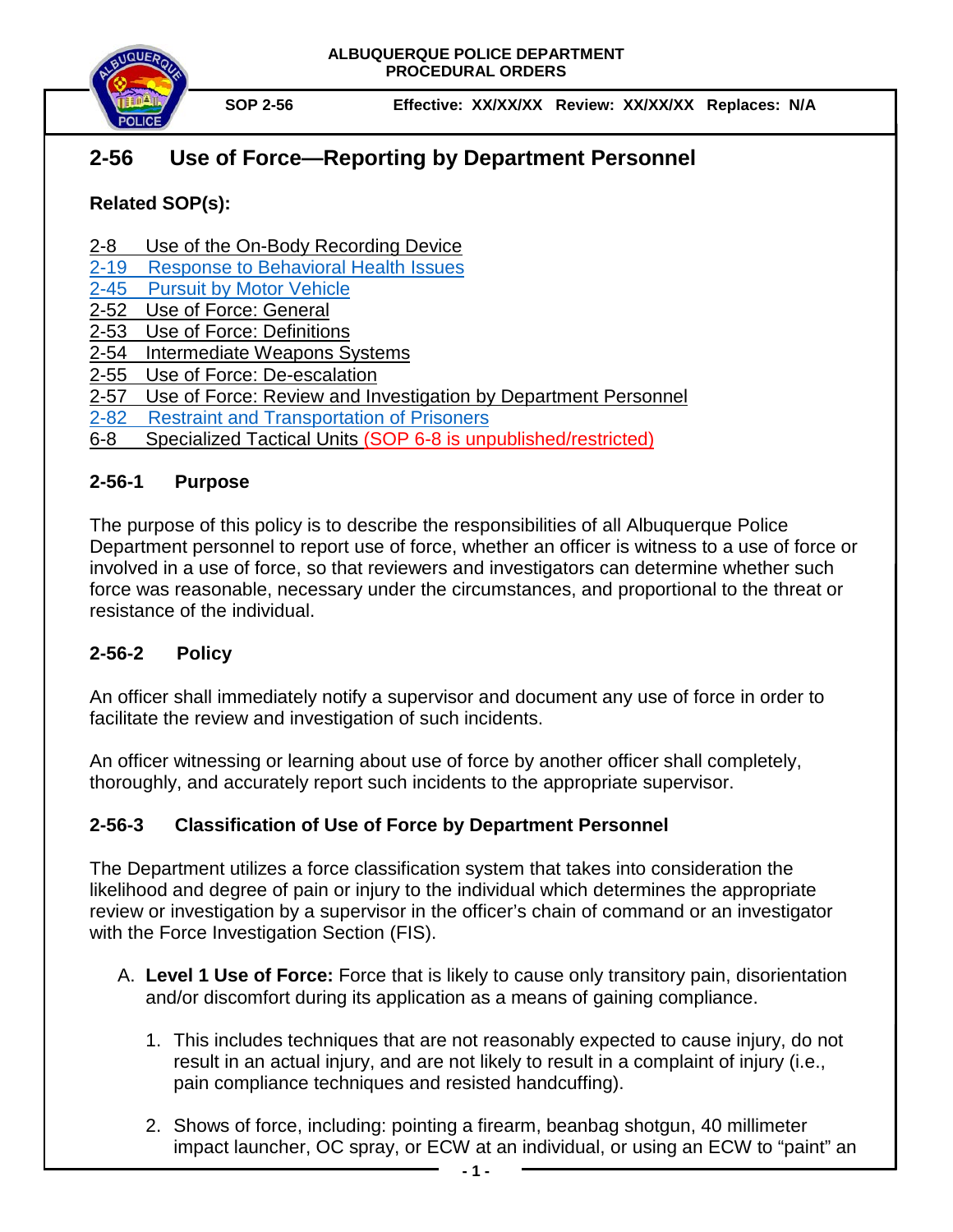ALBUQUERQUE POLICE DEPARTMENT
PROCEDURAL ORDERS

SOP 2-56 Effective: XX/XX/XX Review: XX/XX/XX Replaces: N/A

# 2-56 Use of Force—Reporting by Department Personnel

**Related SOP(s):**

2-8 Use of the On-Body Recording Device
2-19 Response to Behavioral Health Issues
2-45 Pursuit by Motor Vehicle
2-52 Use of Force: General
2-53 Use of Force: Definitions
2-54 Intermediate Weapons Systems
2-55 Use of Force: De-escalation
2-57 Use of Force: Review and Investigation by Department Personnel
2-82 Restraint and Transportation of Prisoners
6-8 Specialized Tactical Units (SOP 6-8 is unpublished/restricted)

## 2-56-1 Purpose

The purpose of this policy is to describe the responsibilities of all Albuquerque Police Department personnel to report use of force, whether an officer is witness to a use of force or involved in a use of force, so that reviewers and investigators can determine whether such force was reasonable, necessary under the circumstances, and proportional to the threat or resistance of the individual.

## 2-56-2 Policy

An officer shall immediately notify a supervisor and document any use of force in order to facilitate the review and investigation of such incidents.

An officer witnessing or learning about use of force by another officer shall completely, thoroughly, and accurately report such incidents to the appropriate supervisor.

## 2-56-3 Classification of Use of Force by Department Personnel

The Department utilizes a force classification system that takes into consideration the likelihood and degree of pain or injury to the individual which determines the appropriate review or investigation by a supervisor in the officer's chain of command or an investigator with the Force Investigation Section (FIS).

A. **Level 1 Use of Force:** Force that is likely to cause only transitory pain, disorientation and/or discomfort during its application as a means of gaining compliance.

   1. This includes techniques that are not reasonably expected to cause injury, do not result in an actual injury, and are not likely to result in a complaint of injury (i.e., pain compliance techniques and resisted handcuffing).

   2. Shows of force, including: pointing a firearm, beanbag shotgun, 40 millimeter impact launcher, OC spray, or ECW at an individual, or using an ECW to "paint" an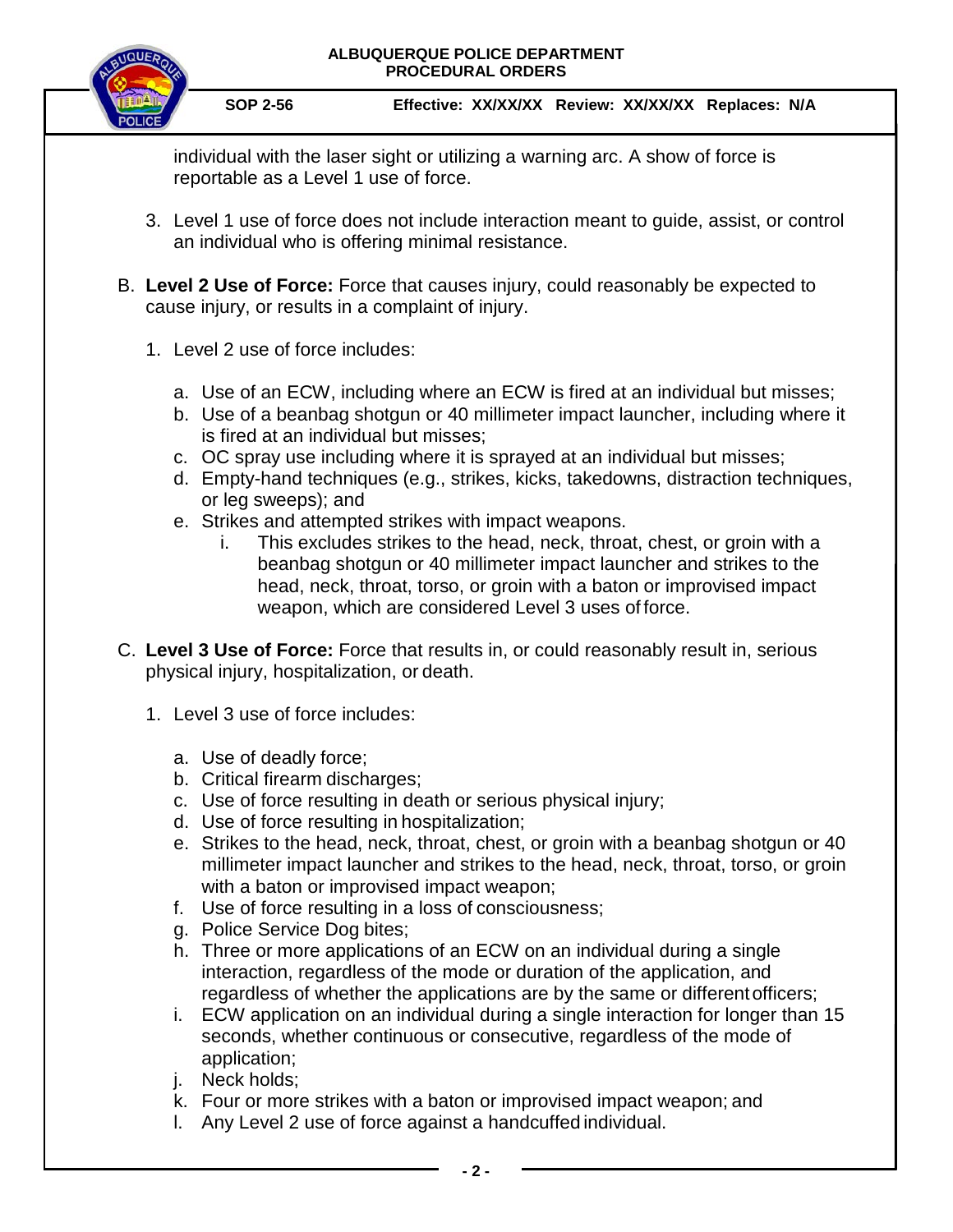individual with the laser sight or utilizing a warning arc. A show of force is reportable as a Level 1 use of force.

3. Level 1 use of force does not include interaction meant to guide, assist, or control an individual who is offering minimal resistance.

B. **Level 2 Use of Force:** Force that causes injury, could reasonably be expected to cause injury, or results in a complaint of injury.

   1. Level 2 use of force includes:

      a. Use of an ECW, including where an ECW is fired at an individual but misses;
      b. Use of a beanbag shotgun or 40 millimeter impact launcher, including where it is fired at an individual but misses;
      c. OC spray use including where it is sprayed at an individual but misses;
      d. Empty-hand techniques (e.g., strikes, kicks, takedowns, distraction techniques, or leg sweeps); and
      e. Strikes and attempted strikes with impact weapons.
         i. This excludes strikes to the head, neck, throat, chest, or groin with a beanbag shotgun or 40 millimeter impact launcher and strikes to the head, neck, throat, torso, or groin with a baton or improvised impact weapon, which are considered Level 3 uses of force.

C. **Level 3 Use of Force:** Force that results in, or could reasonably result in, serious physical injury, hospitalization, or death.

   1. Level 3 use of force includes:

      a. Use of deadly force;
      b. Critical firearm discharges;
      c. Use of force resulting in death or serious physical injury;
      d. Use of force resulting in hospitalization;
      e. Strikes to the head, neck, throat, chest, or groin with a beanbag shotgun or 40 millimeter impact launcher and strikes to the head, neck, throat, torso, or groin with a baton or improvised impact weapon;
      f. Use of force resulting in a loss of consciousness;
      g. Police Service Dog bites;
      h. Three or more applications of an ECW on an individual during a single interaction, regardless of the mode or duration of the application, and regardless of whether the applications are by the same or different officers;
      i. ECW application on an individual during a single interaction for longer than 15 seconds, whether continuous or consecutive, regardless of the mode of application;
      j. Neck holds;
      k. Four or more strikes with a baton or improvised impact weapon; and
      l. Any Level 2 use of force against a handcuffed individual.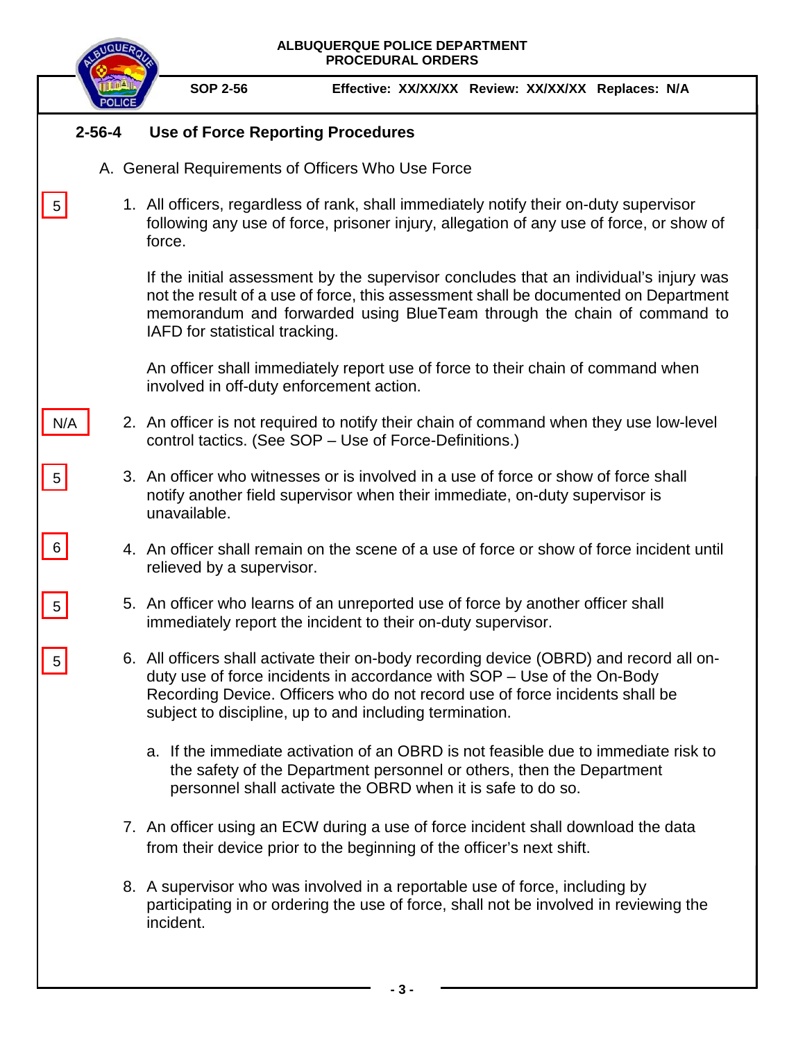## 2-56-4 Use of Force Reporting Procedures

A. General Requirements of Officers Who Use Force

5

1. All officers, regardless of rank, shall immediately notify their on-duty supervisor following any use of force, prisoner injury, allegation of any use of force, or show of force.

   If the initial assessment by the supervisor concludes that an individual's injury was not the result of a use of force, this assessment shall be documented on Department memorandum and forwarded using BlueTeam through the chain of command to IAFD for statistical tracking.

   An officer shall immediately report use of force to their chain of command when involved in off-duty enforcement action.

N/A

2. An officer is not required to notify their chain of command when they use low-level control tactics. (See SOP – Use of Force-Definitions.)

5

3. An officer who witnesses or is involved in a use of force or show of force shall notify another field supervisor when their immediate, on-duty supervisor is unavailable.

6

4. An officer shall remain on the scene of a use of force or show of force incident until relieved by a supervisor.

5

5. An officer who learns of an unreported use of force by another officer shall immediately report the incident to their on-duty supervisor.

5

6. All officers shall activate their on-body recording device (OBRD) and record all on-duty use of force incidents in accordance with SOP – Use of the On-Body Recording Device. Officers who do not record use of force incidents shall be subject to discipline, up to and including termination.

   a. If the immediate activation of an OBRD is not feasible due to immediate risk to the safety of the Department personnel or others, then the Department personnel shall activate the OBRD when it is safe to do so.

7. An officer using an ECW during a use of force incident shall download the data from their device prior to the beginning of the officer's next shift.

8. A supervisor who was involved in a reportable use of force, including by participating in or ordering the use of force, shall not be involved in reviewing the incident.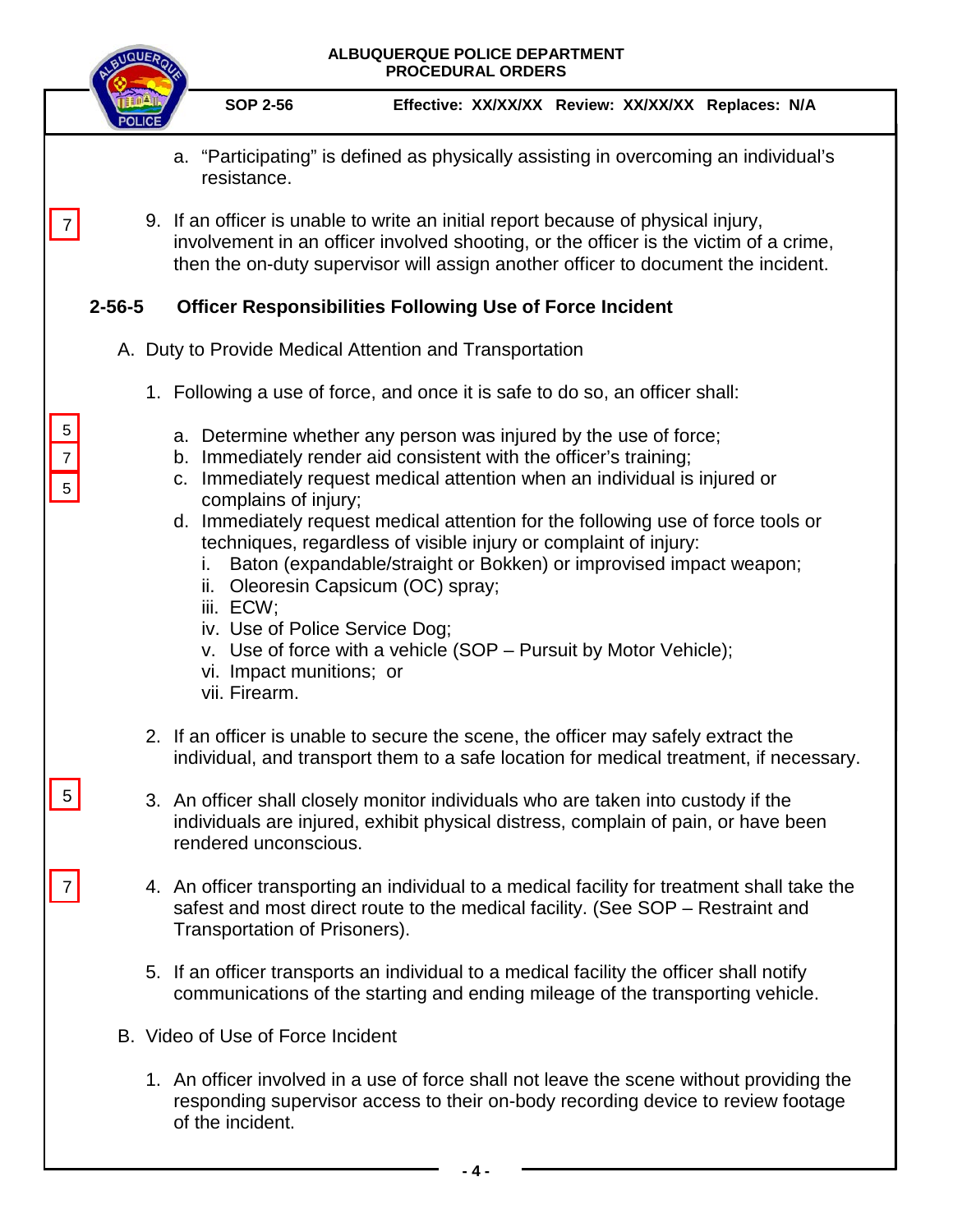a. "Participating" is defined as physically assisting in overcoming an individual's resistance.

7

9. If an officer is unable to write an initial report because of physical injury, involvement in an officer involved shooting, or the officer is the victim of a crime, then the on-duty supervisor will assign another officer to document the incident.

## 2-56-5 Officer Responsibilities Following Use of Force Incident

A. Duty to Provide Medical Attention and Transportation

1. Following a use of force, and once it is safe to do so, an officer shall:

5
7
5

   a. Determine whether any person was injured by the use of force;
   b. Immediately render aid consistent with the officer's training;
   c. Immediately request medical attention when an individual is injured or complains of injury;
   d. Immediately request medical attention for the following use of force tools or techniques, regardless of visible injury or complaint of injury:
      i. Baton (expandable/straight or Bokken) or improvised impact weapon;
      ii. Oleoresin Capsicum (OC) spray;
      iii. ECW;
      iv. Use of Police Service Dog;
      v. Use of force with a vehicle (SOP – Pursuit by Motor Vehicle);
      vi. Impact munitions; or
      vii. Firearm.

2. If an officer is unable to secure the scene, the officer may safely extract the individual, and transport them to a safe location for medical treatment, if necessary.

5

3. An officer shall closely monitor individuals who are taken into custody if the individuals are injured, exhibit physical distress, complain of pain, or have been rendered unconscious.

7

4. An officer transporting an individual to a medical facility for treatment shall take the safest and most direct route to the medical facility. (See SOP – Restraint and Transportation of Prisoners).

5. If an officer transports an individual to a medical facility the officer shall notify communications of the starting and ending mileage of the transporting vehicle.

B. Video of Use of Force Incident

1. An officer involved in a use of force shall not leave the scene without providing the responding supervisor access to their on-body recording device to review footage of the incident.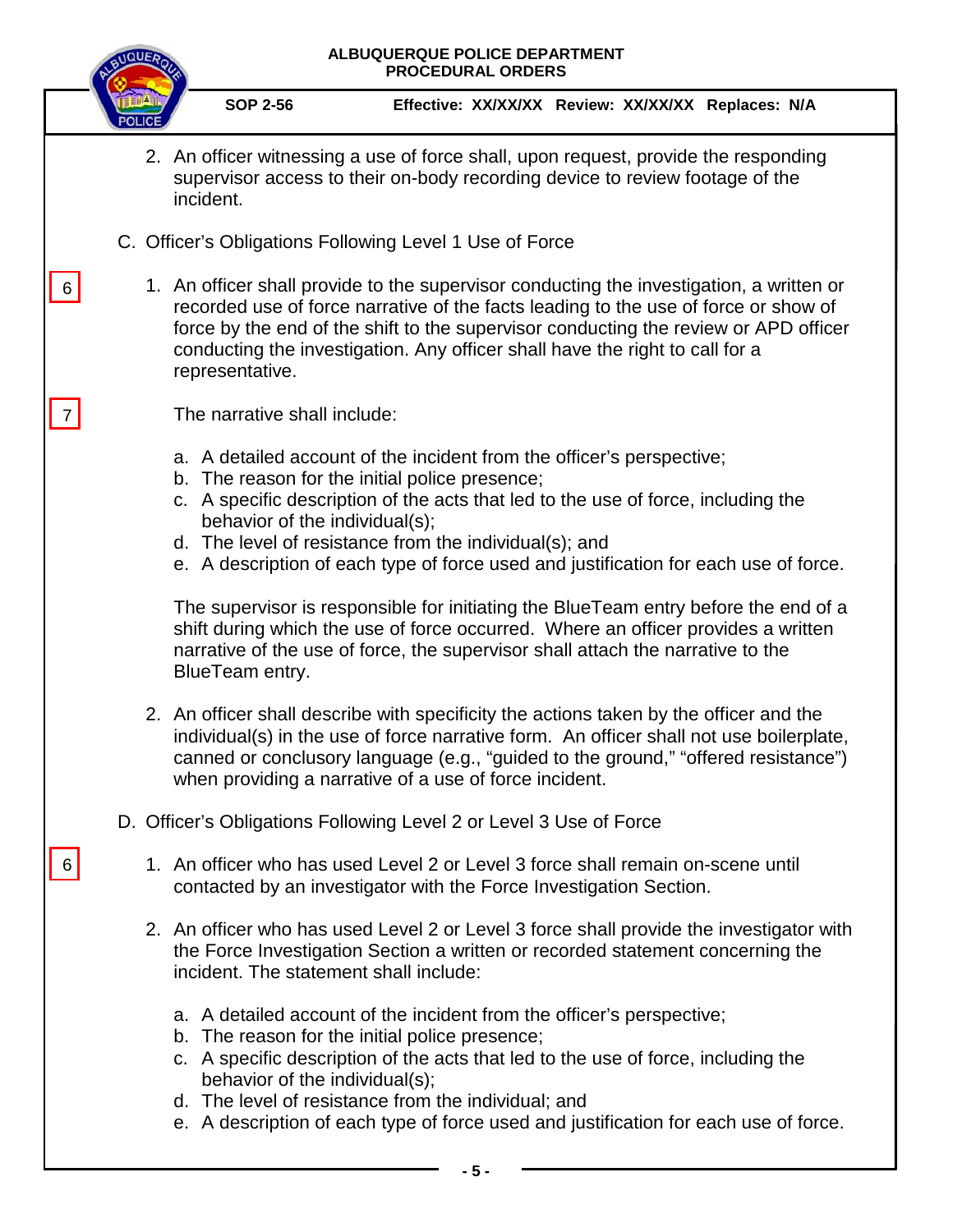2. An officer witnessing a use of force shall, upon request, provide the responding supervisor access to their on-body recording device to review footage of the incident.

C. Officer's Obligations Following Level 1 Use of Force

6

1. An officer shall provide to the supervisor conducting the investigation, a written or recorded use of force narrative of the facts leading to the use of force or show of force by the end of the shift to the supervisor conducting the review or APD officer conducting the investigation. Any officer shall have the right to call for a representative.

7

The narrative shall include:

a. A detailed account of the incident from the officer's perspective;
b. The reason for the initial police presence;
c. A specific description of the acts that led to the use of force, including the behavior of the individual(s);
d. The level of resistance from the individual(s); and
e. A description of each type of force used and justification for each use of force.

The supervisor is responsible for initiating the BlueTeam entry before the end of a shift during which the use of force occurred. Where an officer provides a written narrative of the use of force, the supervisor shall attach the narrative to the BlueTeam entry.

2. An officer shall describe with specificity the actions taken by the officer and the individual(s) in the use of force narrative form. An officer shall not use boilerplate, canned or conclusory language (e.g., "guided to the ground," "offered resistance") when providing a narrative of a use of force incident.

D. Officer's Obligations Following Level 2 or Level 3 Use of Force

6

1. An officer who has used Level 2 or Level 3 force shall remain on-scene until contacted by an investigator with the Force Investigation Section.

2. An officer who has used Level 2 or Level 3 force shall provide the investigator with the Force Investigation Section a written or recorded statement concerning the incident. The statement shall include:

a. A detailed account of the incident from the officer's perspective;
b. The reason for the initial police presence;
c. A specific description of the acts that led to the use of force, including the behavior of the individual(s);
d. The level of resistance from the individual; and
e. A description of each type of force used and justification for each use of force.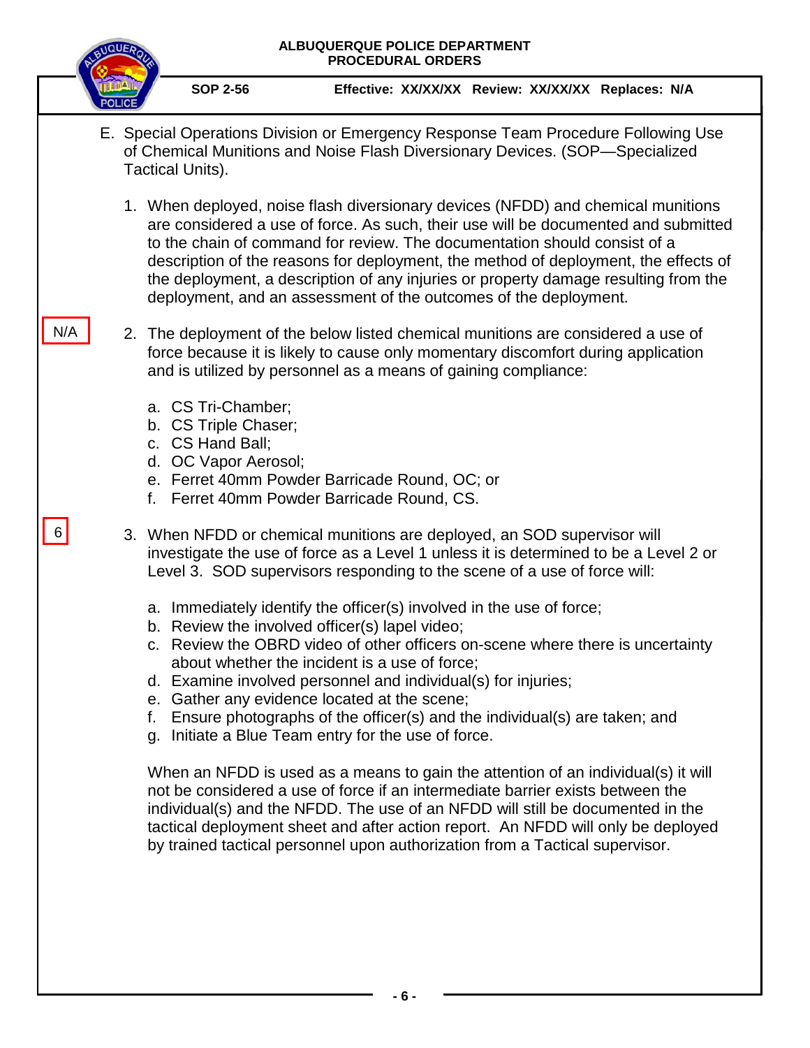E. Special Operations Division or Emergency Response Team Procedure Following Use of Chemical Munitions and Noise Flash Diversionary Devices. (SOP—Specialized Tactical Units).

1. When deployed, noise flash diversionary devices (NFDD) and chemical munitions are considered a use of force. As such, their use will be documented and submitted to the chain of command for review. The documentation should consist of a description of the reasons for deployment, the method of deployment, the effects of the deployment, a description of any injuries or property damage resulting from the deployment, and an assessment of the outcomes of the deployment.

N/A

2. The deployment of the below listed chemical munitions are considered a use of force because it is likely to cause only momentary discomfort during application and is utilized by personnel as a means of gaining compliance:

   a. CS Tri-Chamber;
   b. CS Triple Chaser;
   c. CS Hand Ball;
   d. OC Vapor Aerosol;
   e. Ferret 40mm Powder Barricade Round, OC; or
   f. Ferret 40mm Powder Barricade Round, CS.

6

3. When NFDD or chemical munitions are deployed, an SOD supervisor will investigate the use of force as a Level 1 unless it is determined to be a Level 2 or Level 3. SOD supervisors responding to the scene of a use of force will:

   a. Immediately identify the officer(s) involved in the use of force;
   b. Review the involved officer(s) lapel video;
   c. Review the OBRD video of other officers on-scene where there is uncertainty about whether the incident is a use of force;
   d. Examine involved personnel and individual(s) for injuries;
   e. Gather any evidence located at the scene;
   f. Ensure photographs of the officer(s) and the individual(s) are taken; and
   g. Initiate a Blue Team entry for the use of force.

   When an NFDD is used as a means to gain the attention of an individual(s) it will not be considered a use of force if an intermediate barrier exists between the individual(s) and the NFDD. The use of an NFDD will still be documented in the tactical deployment sheet and after action report. An NFDD will only be deployed by trained tactical personnel upon authorization from a Tactical supervisor.